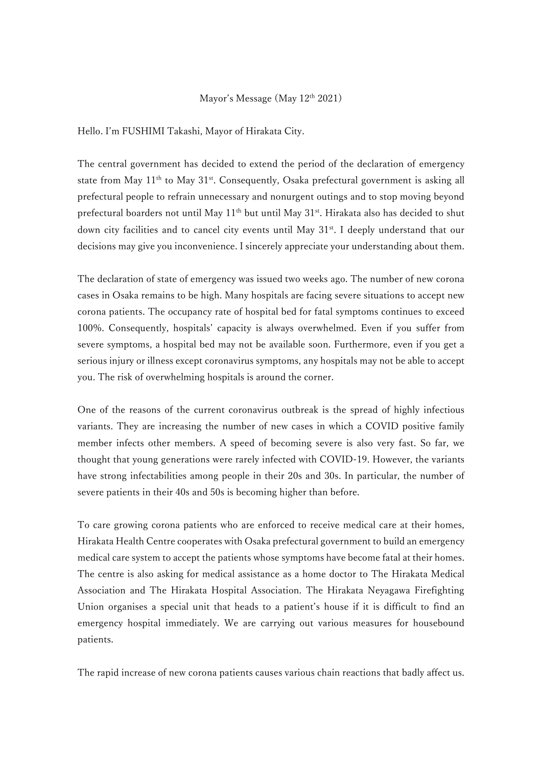Mayor's Message (May 12th 2021)

Hello. I'm FUSHIMI Takashi, Mayor of Hirakata City.

The central government has decided to extend the period of the declaration of emergency state from May 11th to May 31st. Consequently, Osaka prefectural government is asking all prefectural people to refrain unnecessary and nonurgent outings and to stop moving beyond prefectural boarders not until May 11th but until May 31st. Hirakata also has decided to shut down city facilities and to cancel city events until May 31st. I deeply understand that our decisions may give you inconvenience. I sincerely appreciate your understanding about them.

The declaration of state of emergency was issued two weeks ago. The number of new corona cases in Osaka remains to be high. Many hospitals are facing severe situations to accept new corona patients. The occupancy rate of hospital bed for fatal symptoms continues to exceed 100%. Consequently, hospitals' capacity is always overwhelmed. Even if you suffer from severe symptoms, a hospital bed may not be available soon. Furthermore, even if you get a serious injury or illness except coronavirus symptoms, any hospitals may not be able to accept you. The risk of overwhelming hospitals is around the corner.

One of the reasons of the current coronavirus outbreak is the spread of highly infectious variants. They are increasing the number of new cases in which a COVID positive family member infects other members. A speed of becoming severe is also very fast. So far, we thought that young generations were rarely infected with COVID-19. However, the variants have strong infectabilities among people in their 20s and 30s. In particular, the number of severe patients in their 40s and 50s is becoming higher than before.

To care growing corona patients who are enforced to receive medical care at their homes, Hirakata Health Centre cooperates with Osaka prefectural government to build an emergency medical care system to accept the patients whose symptoms have become fatal at their homes. The centre is also asking for medical assistance as a home doctor to The Hirakata Medical Association and The Hirakata Hospital Association. The Hirakata Neyagawa Firefighting Union organises a special unit that heads to a patient's house if it is difficult to find an emergency hospital immediately. We are carrying out various measures for housebound patients.

The rapid increase of new corona patients causes various chain reactions that badly affect us.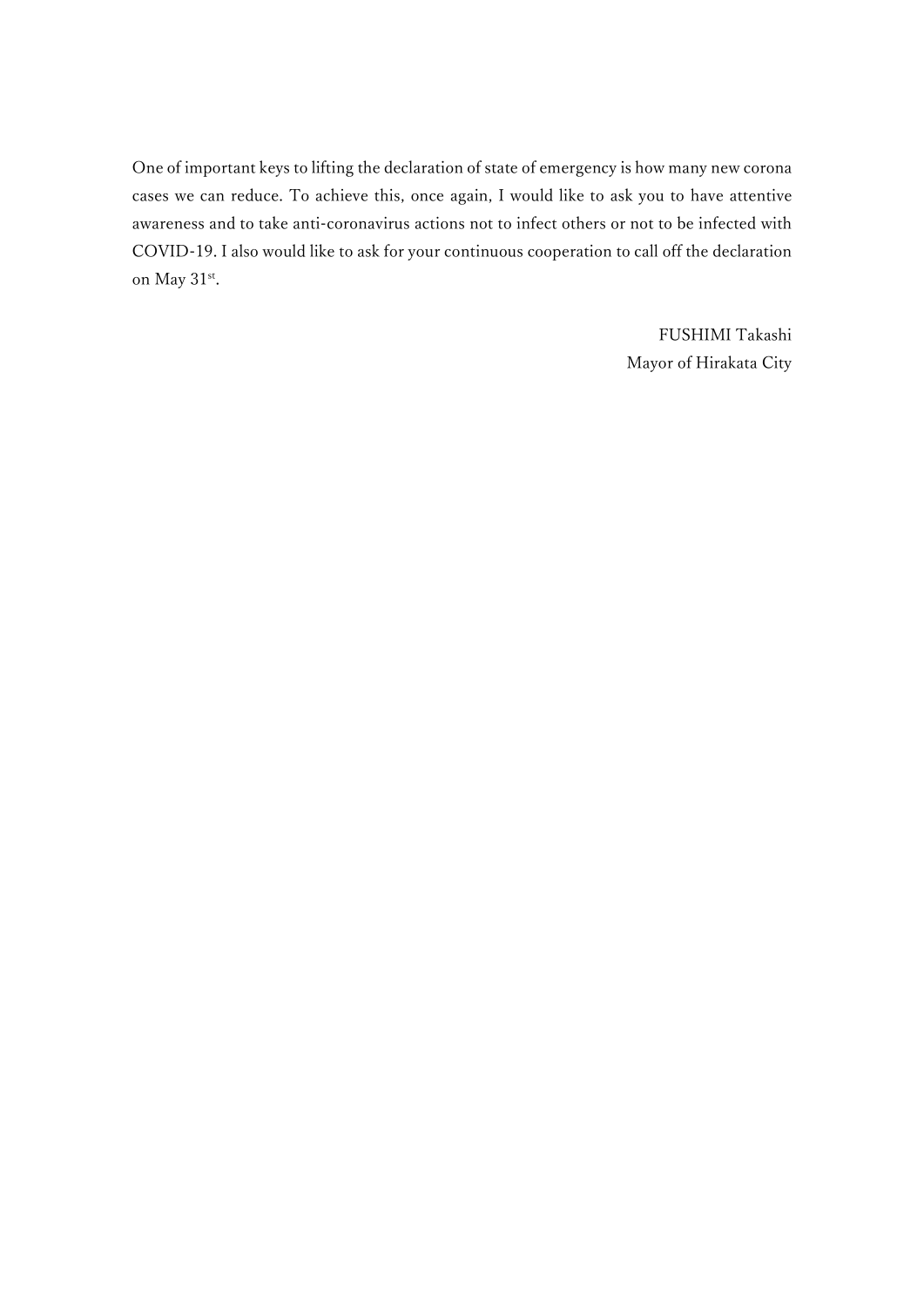One of important keys to lifting the declaration of state of emergency is how many new corona cases we can reduce. To achieve this, once again, I would like to ask you to have attentive awareness and to take anti-coronavirus actions not to infect others or not to be infected with COVID-19. I also would like to ask for your continuous cooperation to call off the declaration on May 31st.

FUSHIMI Takashi
Mayor of Hirakata City